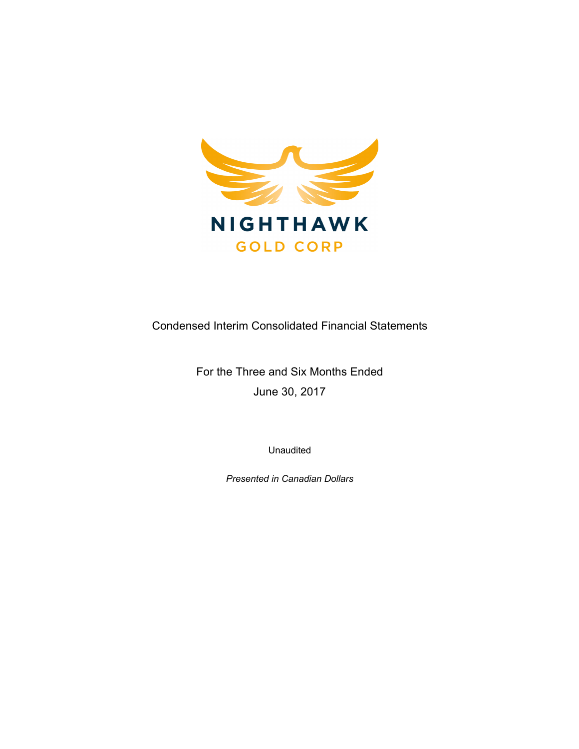NIGHTHAWK

GOLD CORP

# Condensed Interim Consolidated Financial Statements

For the Three and Six Months Ended

June 30, 2017

Unaudited

*Presented in Canadian Dollars*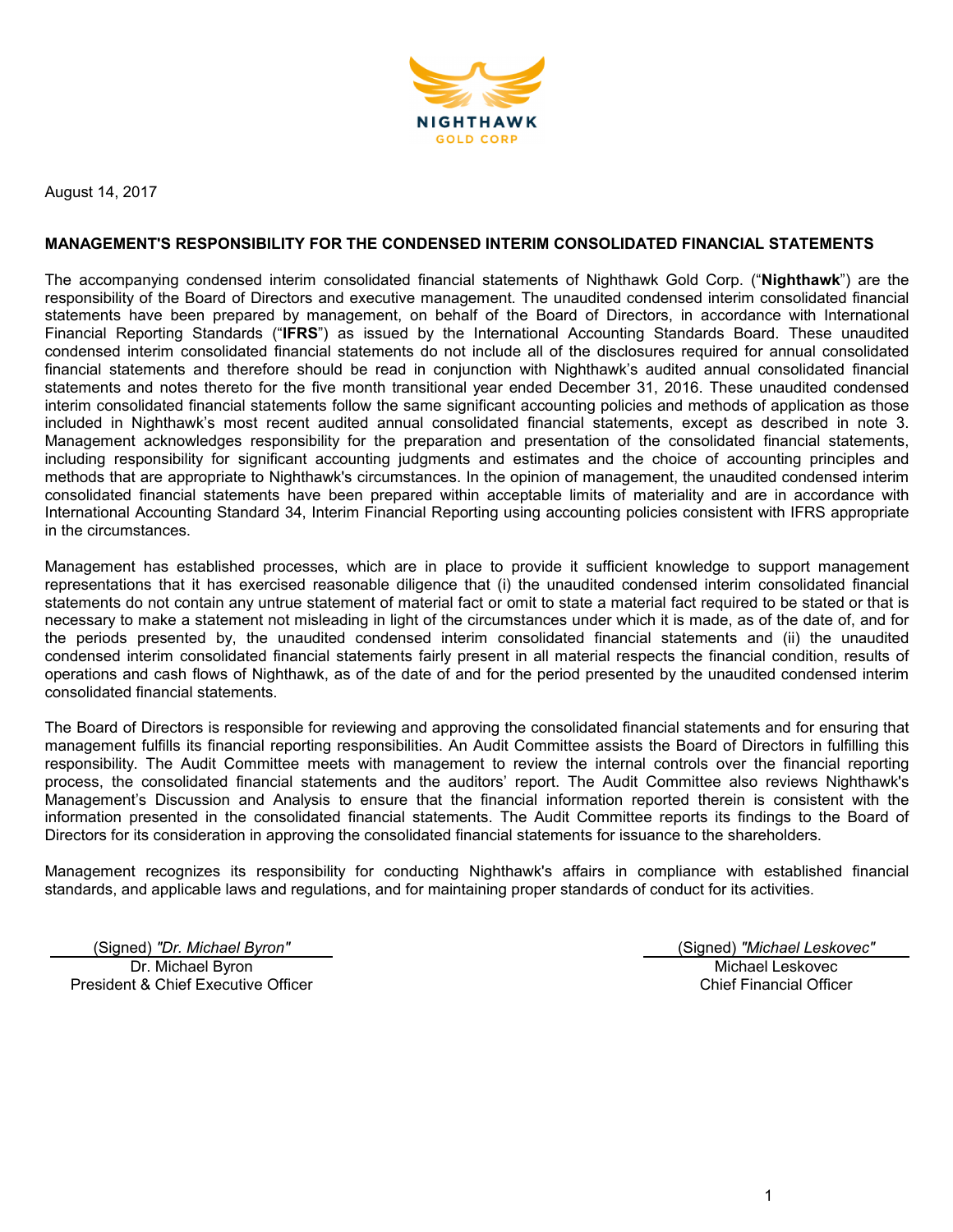August 14, 2017

**MANAGEMENT'S RESPONSIBILITY FOR THE CONDENSED INTERIM CONSOLIDATED FINANCIAL STATEMENTS**

The accompanying condensed interim consolidated financial statements of Nighthawk Gold Corp. ("**Nighthawk**") are the responsibility of the Board of Directors and executive management. The unaudited condensed interim consolidated financial statements have been prepared by management, on behalf of the Board of Directors, in accordance with International Financial Reporting Standards ("**IFRS**") as issued by the International Accounting Standards Board. These unaudited condensed interim consolidated financial statements do not include all of the disclosures required for annual consolidated financial statements and therefore should be read in conjunction with Nighthawk's audited annual consolidated financial statements and notes thereto for the five month transitional year ended December 31, 2016. These unaudited condensed interim consolidated financial statements follow the same significant accounting policies and methods of application as those included in Nighthawk's most recent audited annual consolidated financial statements, except as described in note 3. Management acknowledges responsibility for the preparation and presentation of the consolidated financial statements, including responsibility for significant accounting judgments and estimates and the choice of accounting principles and methods that are appropriate to Nighthawk's circumstances. In the opinion of management, the unaudited condensed interim consolidated financial statements have been prepared within acceptable limits of materiality and are in accordance with International Accounting Standard 34, Interim Financial Reporting using accounting policies consistent with IFRS appropriate in the circumstances.

Management has established processes, which are in place to provide it sufficient knowledge to support management representations that it has exercised reasonable diligence that (i) the unaudited condensed interim consolidated financial statements do not contain any untrue statement of material fact or omit to state a material fact required to be stated or that is necessary to make a statement not misleading in light of the circumstances under which it is made, as of the date of, and for the periods presented by, the unaudited condensed interim consolidated financial statements and (ii) the unaudited condensed interim consolidated financial statements fairly present in all material respects the financial condition, results of operations and cash flows of Nighthawk, as of the date of and for the period presented by the unaudited condensed interim consolidated financial statements.

The Board of Directors is responsible for reviewing and approving the consolidated financial statements and for ensuring that management fulfills its financial reporting responsibilities. An Audit Committee assists the Board of Directors in fulfilling this responsibility. The Audit Committee meets with management to review the internal controls over the financial reporting process, the consolidated financial statements and the auditors' report. The Audit Committee also reviews Nighthawk's Management's Discussion and Analysis to ensure that the financial information reported therein is consistent with the information presented in the consolidated financial statements. The Audit Committee reports its findings to the Board of Directors for its consideration in approving the consolidated financial statements for issuance to the shareholders.

Management recognizes its responsibility for conducting Nighthawk's affairs in compliance with established financial standards, and applicable laws and regulations, and for maintaining proper standards of conduct for its activities.

(Signed) *"Dr. Michael Byron"*
Dr. Michael Byron
President & Chief Executive Officer

(Signed) *"Michael Leskovec"*
Michael Leskovec
Chief Financial Officer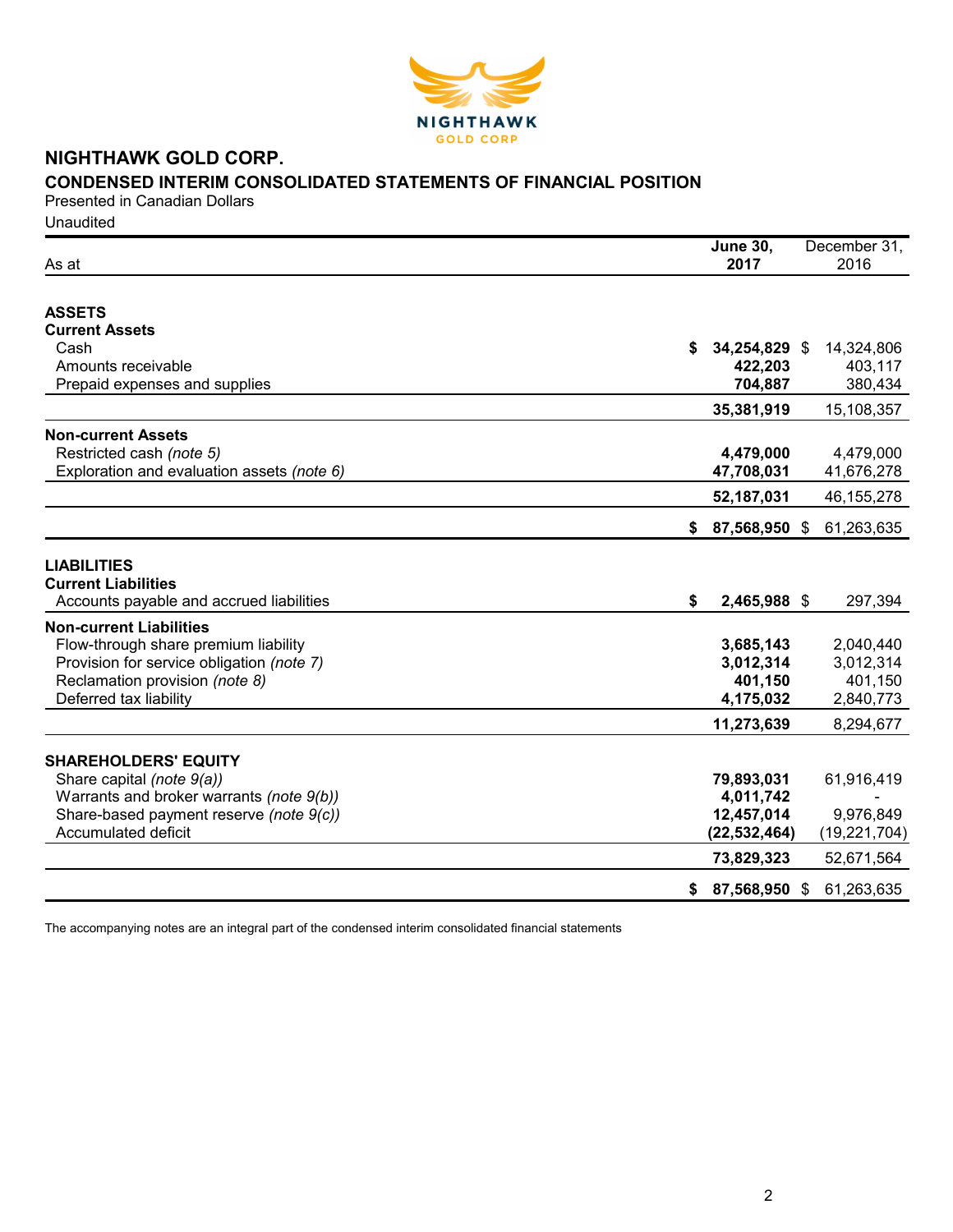# NIGHTHAWK GOLD CORP.

## CONDENSED INTERIM CONSOLIDATED STATEMENTS OF FINANCIAL POSITION

Presented in Canadian Dollars

Unaudited

| As at | June 30, 2017 | December 31, 2016 |
|---|---|---|
| **ASSETS** | | |
| **Current Assets** | | |
| Cash | **$ 34,254,829** | $ 14,324,806 |
| Amounts receivable | **422,203** | 403,117 |
| Prepaid expenses and supplies | **704,887** | 380,434 |
| | **35,381,919** | 15,108,357 |
| **Non-current Assets** | | |
| Restricted cash *(note 5)* | **4,479,000** | 4,479,000 |
| Exploration and evaluation assets *(note 6)* | **47,708,031** | 41,676,278 |
| | **52,187,031** | 46,155,278 |
| | **$ 87,568,950** | $ 61,263,635 |
| **LIABILITIES** | | |
| **Current Liabilities** | | |
| Accounts payable and accrued liabilities | **$ 2,465,988** | $ 297,394 |
| **Non-current Liabilities** | | |
| Flow-through share premium liability | **3,685,143** | 2,040,440 |
| Provision for service obligation *(note 7)* | **3,012,314** | 3,012,314 |
| Reclamation provision *(note 8)* | **401,150** | 401,150 |
| Deferred tax liability | **4,175,032** | 2,840,773 |
| | **11,273,639** | 8,294,677 |
| **SHAREHOLDERS' EQUITY** | | |
| Share capital *(note 9(a))* | **79,893,031** | 61,916,419 |
| Warrants and broker warrants *(note 9(b))* | **4,011,742** | - |
| Share-based payment reserve *(note 9(c))* | **12,457,014** | 9,976,849 |
| Accumulated deficit | **(22,532,464)** | (19,221,704) |
| | **73,829,323** | 52,671,564 |
| | **$ 87,568,950** | $ 61,263,635 |

The accompanying notes are an integral part of the condensed interim consolidated financial statements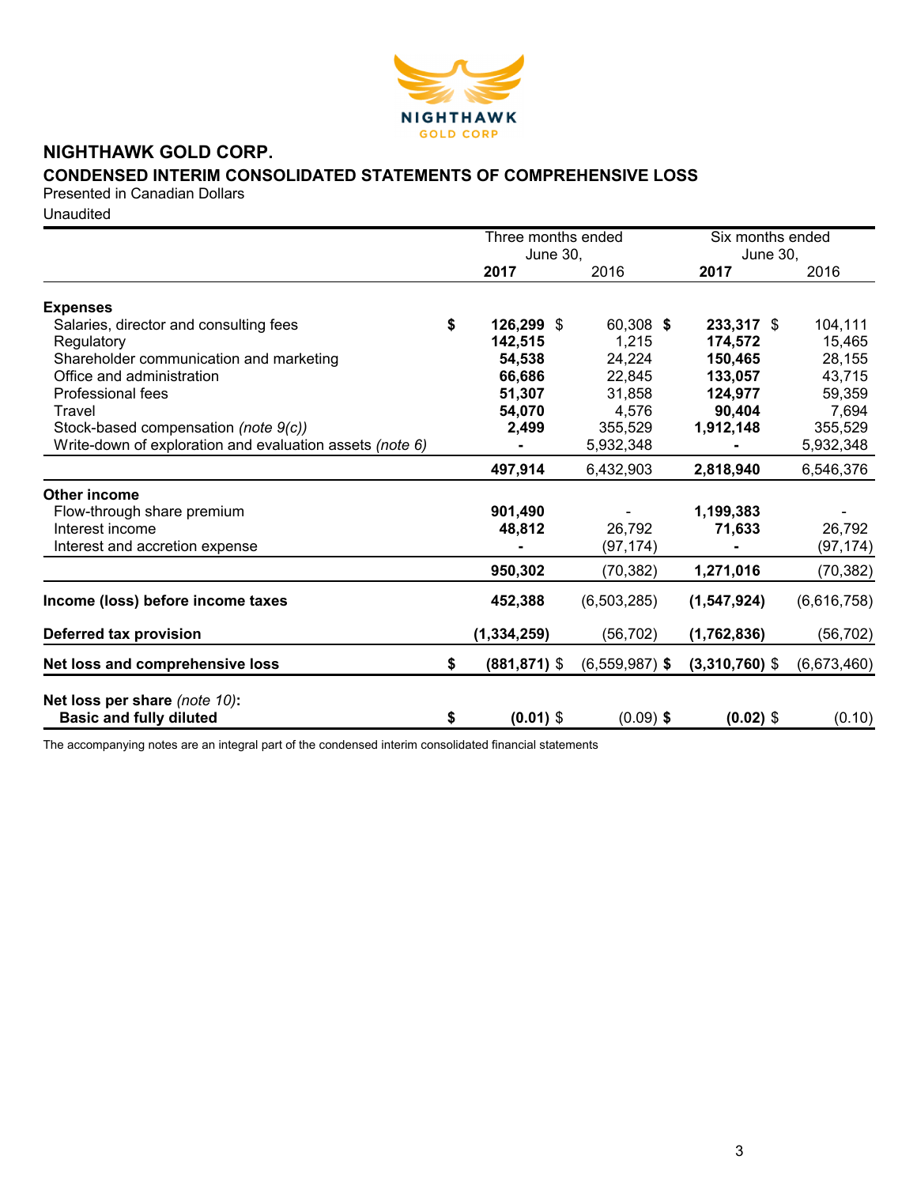# NIGHTHAWK GOLD CORP.

## CONDENSED INTERIM CONSOLIDATED STATEMENTS OF COMPREHENSIVE LOSS

Presented in Canadian Dollars

Unaudited

| | Three months ended June 30, | | Six months ended June 30, | |
|---|---|---|---|---|
| | **2017** | 2016 | **2017** | 2016 |
| **Expenses** | | | | |
| Salaries, director and consulting fees | **$ 126,299** | $ 60,308 | **$ 233,317** | $ 104,111 |
| Regulatory | **142,515** | 1,215 | **174,572** | 15,465 |
| Shareholder communication and marketing | **54,538** | 24,224 | **150,465** | 28,155 |
| Office and administration | **66,686** | 22,845 | **133,057** | 43,715 |
| Professional fees | **51,307** | 31,858 | **124,977** | 59,359 |
| Travel | **54,070** | 4,576 | **90,404** | 7,694 |
| Stock-based compensation *(note 9(c))* | **2,499** | 355,529 | **1,912,148** | 355,529 |
| Write-down of exploration and evaluation assets *(note 6)* | **-** | 5,932,348 | **-** | 5,932,348 |
| | **497,914** | 6,432,903 | **2,818,940** | 6,546,376 |
| **Other income** | | | | |
| Flow-through share premium | **901,490** | - | **1,199,383** | - |
| Interest income | **48,812** | 26,792 | **71,633** | 26,792 |
| Interest and accretion expense | **-** | (97,174) | **-** | (97,174) |
| | **950,302** | (70,382) | **1,271,016** | (70,382) |
| **Income (loss) before income taxes** | **452,388** | (6,503,285) | **(1,547,924)** | (6,616,758) |
| **Deferred tax provision** | **(1,334,259)** | (56,702) | **(1,762,836)** | (56,702) |
| **Net loss and comprehensive loss** | **$ (881,871)** | $ (6,559,987) | **$ (3,310,760)** | $ (6,673,460) |
| **Net loss per share** *(note 10)*: | | | | |
| **Basic and fully diluted** | **$ (0.01)** | $ (0.09) | **$ (0.02)** | $ (0.10) |

The accompanying notes are an integral part of the condensed interim consolidated financial statements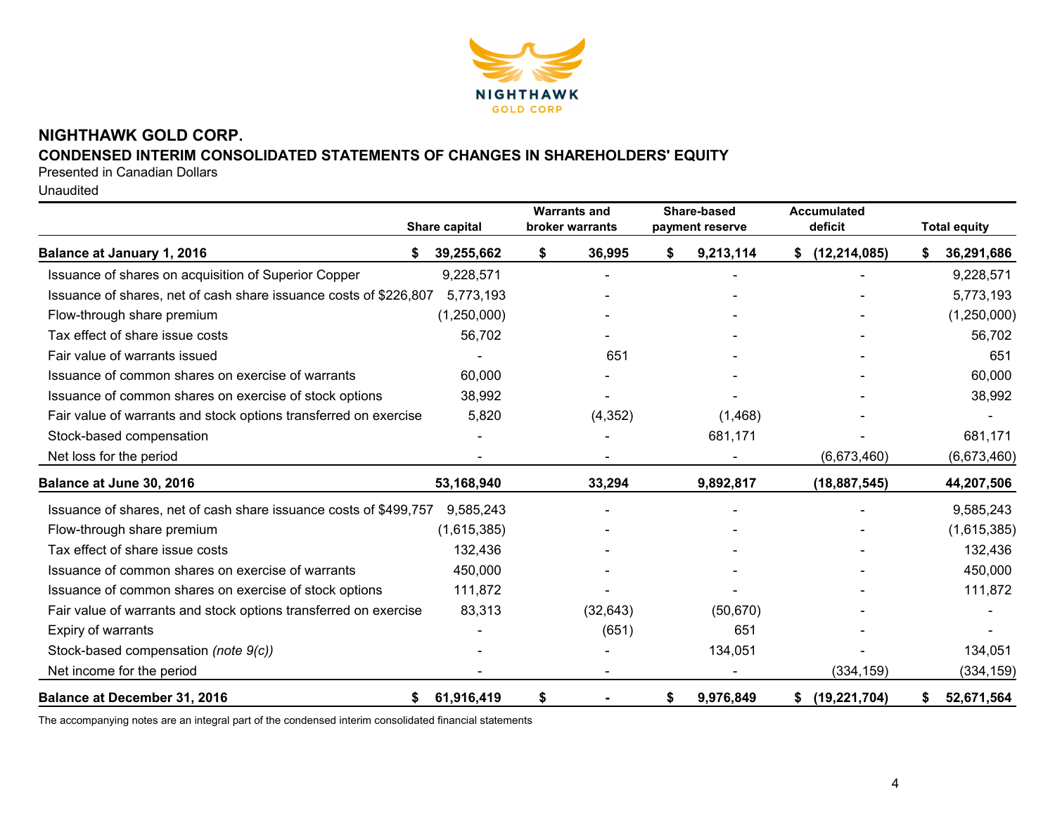# NIGHTHAWK GOLD CORP.

## CONDENSED INTERIM CONSOLIDATED STATEMENTS OF CHANGES IN SHAREHOLDERS' EQUITY

Presented in Canadian Dollars

Unaudited

| | Share capital | Warrants and broker warrants | Share-based payment reserve | Accumulated deficit | Total equity |
|---|---|---|---|---|---|
| **Balance at January 1, 2016** | **$ 39,255,662** | **$ 36,995** | **$ 9,213,114** | **$ (12,214,085)** | **$ 36,291,686** |
| Issuance of shares on acquisition of Superior Copper | 9,228,571 | - | - | - | 9,228,571 |
| Issuance of shares, net of cash share issuance costs of $226,807 | 5,773,193 | - | - | - | 5,773,193 |
| Flow-through share premium | (1,250,000) | - | - | - | (1,250,000) |
| Tax effect of share issue costs | 56,702 | - | - | - | 56,702 |
| Fair value of warrants issued | - | 651 | - | - | 651 |
| Issuance of common shares on exercise of warrants | 60,000 | - | - | - | 60,000 |
| Issuance of common shares on exercise of stock options | 38,992 | - | - | - | 38,992 |
| Fair value of warrants and stock options transferred on exercise | 5,820 | (4,352) | (1,468) | - | - |
| Stock-based compensation | - | - | 681,171 | - | 681,171 |
| Net loss for the period | - | - | - | (6,673,460) | (6,673,460) |
| **Balance at June 30, 2016** | **53,168,940** | **33,294** | **9,892,817** | **(18,887,545)** | **44,207,506** |
| Issuance of shares, net of cash share issuance costs of $499,757 | 9,585,243 | - | - | - | 9,585,243 |
| Flow-through share premium | (1,615,385) | - | - | - | (1,615,385) |
| Tax effect of share issue costs | 132,436 | - | - | - | 132,436 |
| Issuance of common shares on exercise of warrants | 450,000 | - | - | - | 450,000 |
| Issuance of common shares on exercise of stock options | 111,872 | - | - | - | 111,872 |
| Fair value of warrants and stock options transferred on exercise | 83,313 | (32,643) | (50,670) | - | - |
| Expiry of warrants | - | (651) | 651 | - | - |
| Stock-based compensation *(note 9(c))* | - | - | 134,051 | - | 134,051 |
| Net income for the period | - | - | - | (334,159) | (334,159) |
| **Balance at December 31, 2016** | **$ 61,916,419** | **$ -** | **$ 9,976,849** | **$ (19,221,704)** | **$ 52,671,564** |

The accompanying notes are an integral part of the condensed interim consolidated financial statements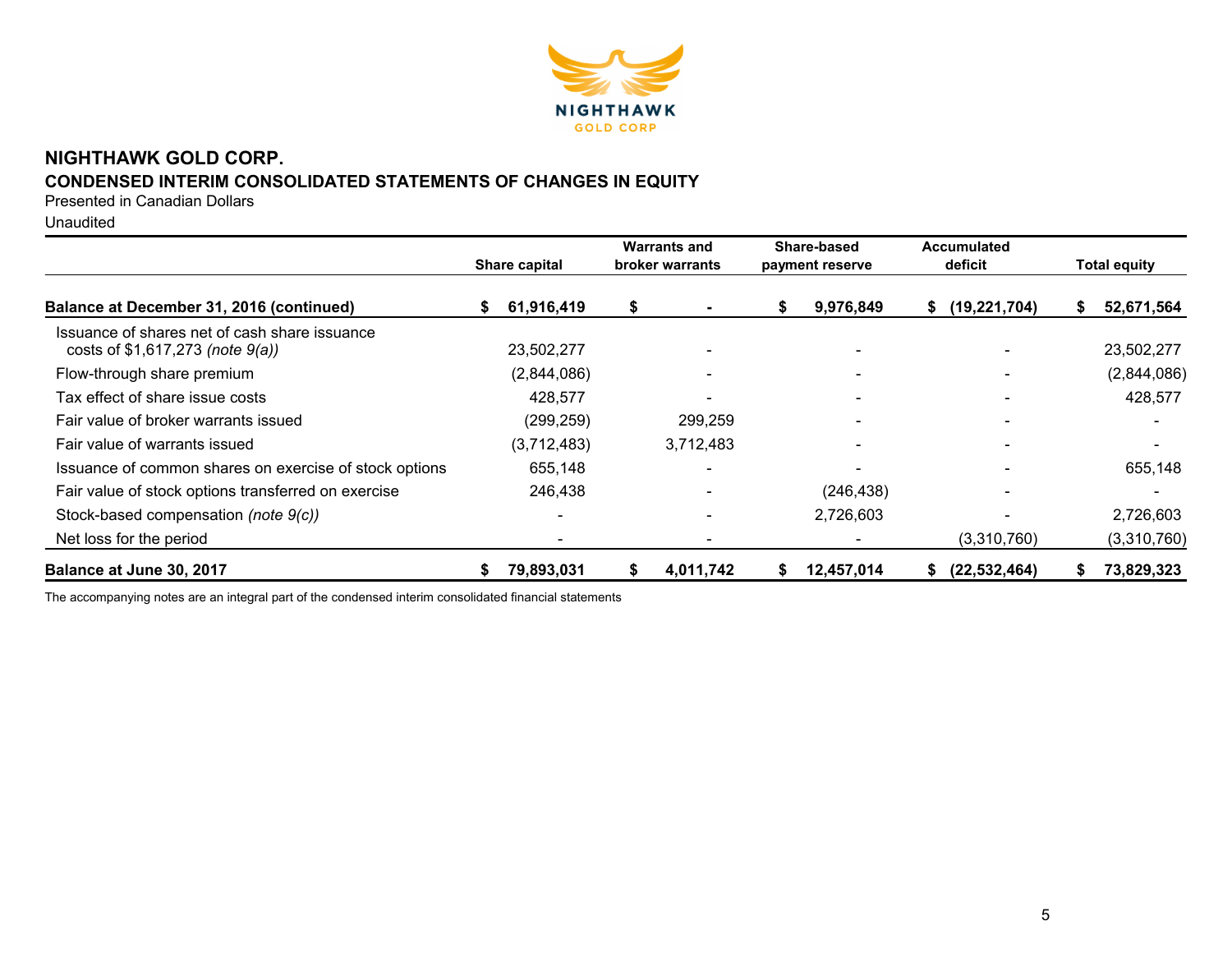## NIGHTHAWK GOLD CORP.

### CONDENSED INTERIM CONSOLIDATED STATEMENTS OF CHANGES IN EQUITY

Presented in Canadian Dollars

Unaudited

| | Share capital | Warrants and broker warrants | Share-based payment reserve | Accumulated deficit | Total equity |
|---|---|---|---|---|---|
| **Balance at December 31, 2016 (continued)** | **$ 61,916,419** | **$ -** | **$ 9,976,849** | **$ (19,221,704)** | **$ 52,671,564** |
| Issuance of shares net of cash share issuance costs of $1,617,273 *(note 9(a))* | 23,502,277 | - | - | - | 23,502,277 |
| Flow-through share premium | (2,844,086) | - | - | - | (2,844,086) |
| Tax effect of share issue costs | 428,577 | - | - | - | 428,577 |
| Fair value of broker warrants issued | (299,259) | 299,259 | - | - | - |
| Fair value of warrants issued | (3,712,483) | 3,712,483 | - | - | - |
| Issuance of common shares on exercise of stock options | 655,148 | - | - | - | 655,148 |
| Fair value of stock options transferred on exercise | 246,438 | - | (246,438) | - | - |
| Stock-based compensation *(note 9(c))* | - | - | 2,726,603 | - | 2,726,603 |
| Net loss for the period | - | - | - | (3,310,760) | (3,310,760) |
| **Balance at June 30, 2017** | **$ 79,893,031** | **$ 4,011,742** | **$ 12,457,014** | **$ (22,532,464)** | **$ 73,829,323** |

The accompanying notes are an integral part of the condensed interim consolidated financial statements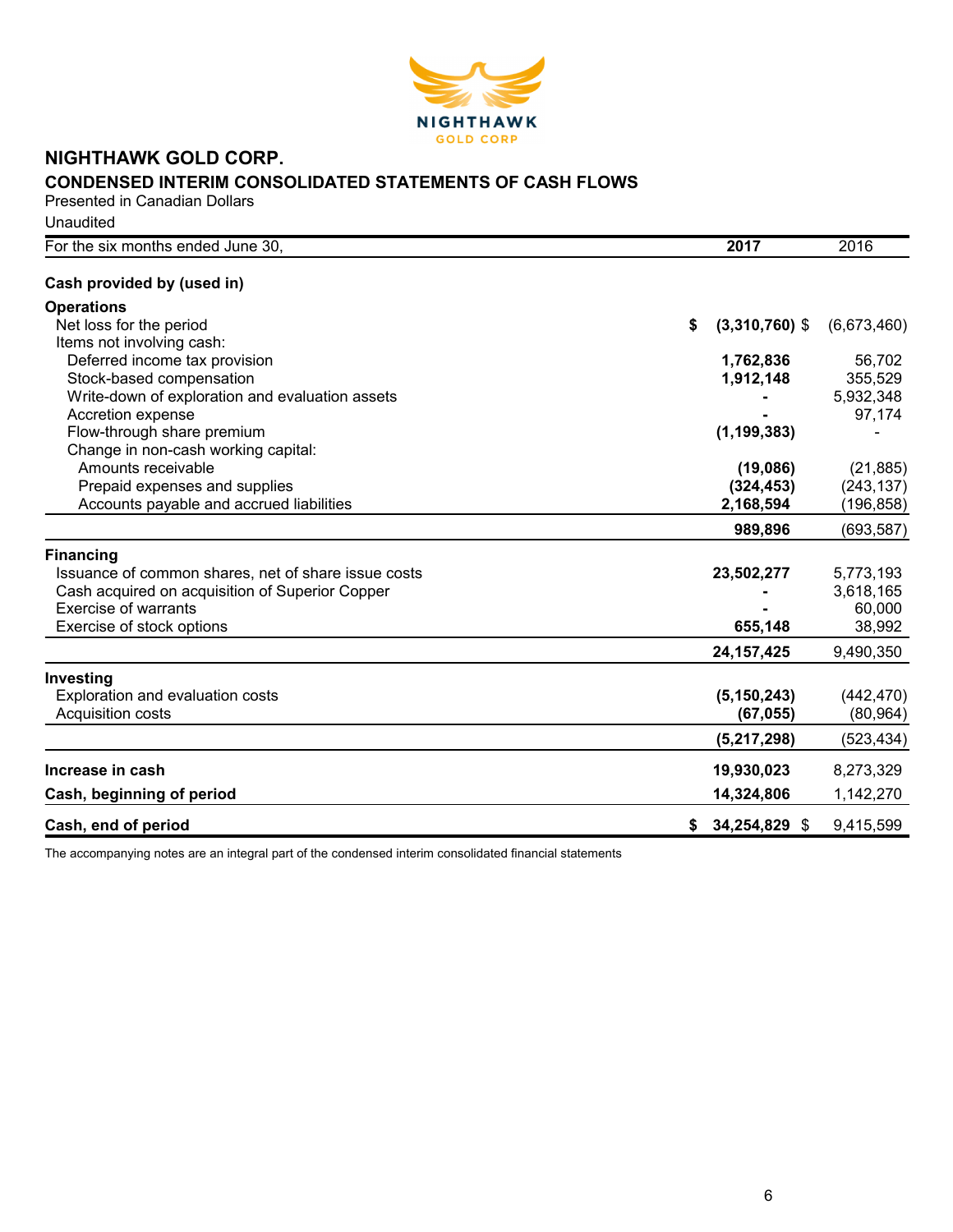# NIGHTHAWK GOLD CORP.

## CONDENSED INTERIM CONSOLIDATED STATEMENTS OF CASH FLOWS

Presented in Canadian Dollars

Unaudited

| For the six months ended June 30, | 2017 | 2016 |
|---|---|---|
| **Cash provided by (used in)** | | |
| **Operations** | | |
| Net loss for the period | **$ (3,310,760)** | $ (6,673,460) |
| Items not involving cash: | | |
| Deferred income tax provision | **1,762,836** | 56,702 |
| Stock-based compensation | **1,912,148** | 355,529 |
| Write-down of exploration and evaluation assets | **-** | 5,932,348 |
| Accretion expense | **-** | 97,174 |
| Flow-through share premium | **(1,199,383)** | - |
| Change in non-cash working capital: | | |
| Amounts receivable | **(19,086)** | (21,885) |
| Prepaid expenses and supplies | **(324,453)** | (243,137) |
| Accounts payable and accrued liabilities | **2,168,594** | (196,858) |
| | **989,896** | (693,587) |
| **Financing** | | |
| Issuance of common shares, net of share issue costs | **23,502,277** | 5,773,193 |
| Cash acquired on acquisition of Superior Copper | **-** | 3,618,165 |
| Exercise of warrants | **-** | 60,000 |
| Exercise of stock options | **655,148** | 38,992 |
| | **24,157,425** | 9,490,350 |
| **Investing** | | |
| Exploration and evaluation costs | **(5,150,243)** | (442,470) |
| Acquisition costs | **(67,055)** | (80,964) |
| | **(5,217,298)** | (523,434) |
| **Increase in cash** | **19,930,023** | 8,273,329 |
| **Cash, beginning of period** | **14,324,806** | 1,142,270 |
| **Cash, end of period** | **$ 34,254,829** | $ 9,415,599 |

The accompanying notes are an integral part of the condensed interim consolidated financial statements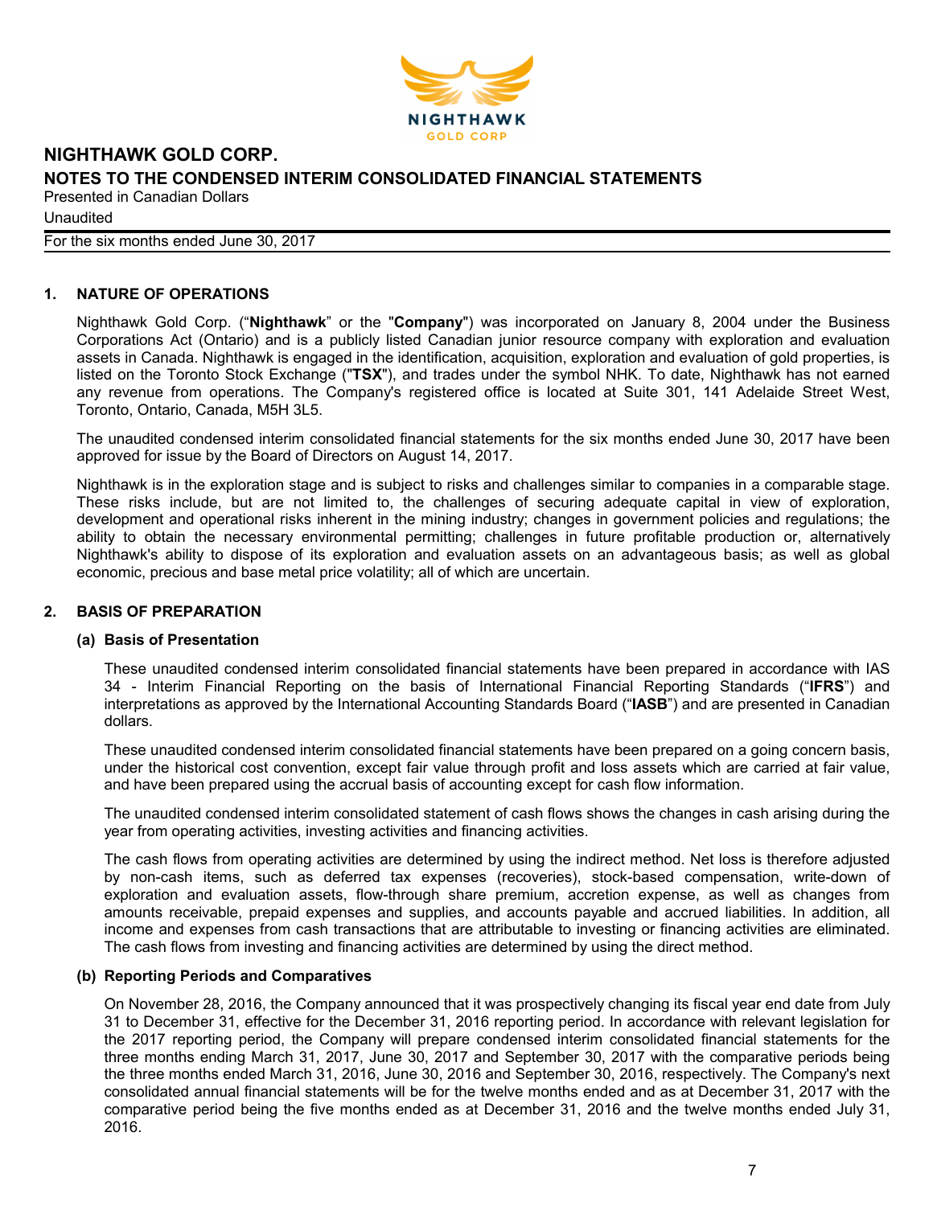## 1. NATURE OF OPERATIONS

Nighthawk Gold Corp. ("**Nighthawk**" or the "**Company**") was incorporated on January 8, 2004 under the Business Corporations Act (Ontario) and is a publicly listed Canadian junior resource company with exploration and evaluation assets in Canada. Nighthawk is engaged in the identification, acquisition, exploration and evaluation of gold properties, is listed on the Toronto Stock Exchange ("**TSX**"), and trades under the symbol NHK. To date, Nighthawk has not earned any revenue from operations. The Company's registered office is located at Suite 301, 141 Adelaide Street West, Toronto, Ontario, Canada, M5H 3L5.

The unaudited condensed interim consolidated financial statements for the six months ended June 30, 2017 have been approved for issue by the Board of Directors on August 14, 2017.

Nighthawk is in the exploration stage and is subject to risks and challenges similar to companies in a comparable stage. These risks include, but are not limited to, the challenges of securing adequate capital in view of exploration, development and operational risks inherent in the mining industry; changes in government policies and regulations; the ability to obtain the necessary environmental permitting; challenges in future profitable production or, alternatively Nighthawk's ability to dispose of its exploration and evaluation assets on an advantageous basis; as well as global economic, precious and base metal price volatility; all of which are uncertain.

## 2. BASIS OF PREPARATION

### (a) Basis of Presentation

These unaudited condensed interim consolidated financial statements have been prepared in accordance with IAS 34 - Interim Financial Reporting on the basis of International Financial Reporting Standards ("**IFRS**") and interpretations as approved by the International Accounting Standards Board ("**IASB**") and are presented in Canadian dollars.

These unaudited condensed interim consolidated financial statements have been prepared on a going concern basis, under the historical cost convention, except fair value through profit and loss assets which are carried at fair value, and have been prepared using the accrual basis of accounting except for cash flow information.

The unaudited condensed interim consolidated statement of cash flows shows the changes in cash arising during the year from operating activities, investing activities and financing activities.

The cash flows from operating activities are determined by using the indirect method. Net loss is therefore adjusted by non-cash items, such as deferred tax expenses (recoveries), stock-based compensation, write-down of exploration and evaluation assets, flow-through share premium, accretion expense, as well as changes from amounts receivable, prepaid expenses and supplies, and accounts payable and accrued liabilities. In addition, all income and expenses from cash transactions that are attributable to investing or financing activities are eliminated. The cash flows from investing and financing activities are determined by using the direct method.

### (b) Reporting Periods and Comparatives

On November 28, 2016, the Company announced that it was prospectively changing its fiscal year end date from July 31 to December 31, effective for the December 31, 2016 reporting period. In accordance with relevant legislation for the 2017 reporting period, the Company will prepare condensed interim consolidated financial statements for the three months ending March 31, 2017, June 30, 2017 and September 30, 2017 with the comparative periods being the three months ended March 31, 2016, June 30, 2016 and September 30, 2016, respectively. The Company's next consolidated annual financial statements will be for the twelve months ended and as at December 31, 2017 with the comparative period being the five months ended as at December 31, 2016 and the twelve months ended July 31, 2016.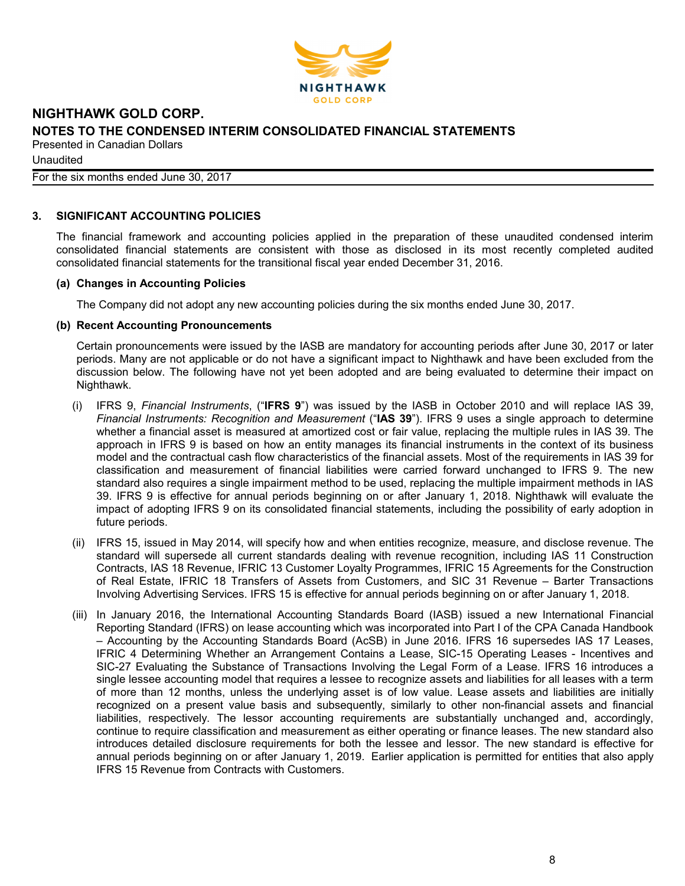## 3. SIGNIFICANT ACCOUNTING POLICIES

The financial framework and accounting policies applied in the preparation of these unaudited condensed interim consolidated financial statements are consistent with those as disclosed in its most recently completed audited consolidated financial statements for the transitional fiscal year ended December 31, 2016.

### (a) Changes in Accounting Policies

The Company did not adopt any new accounting policies during the six months ended June 30, 2017.

### (b) Recent Accounting Pronouncements

Certain pronouncements were issued by the IASB are mandatory for accounting periods after June 30, 2017 or later periods. Many are not applicable or do not have a significant impact to Nighthawk and have been excluded from the discussion below. The following have not yet been adopted and are being evaluated to determine their impact on Nighthawk.

(i) IFRS 9, *Financial Instruments*, ("**IFRS 9**") was issued by the IASB in October 2010 and will replace IAS 39, *Financial Instruments: Recognition and Measurement* ("**IAS 39**"). IFRS 9 uses a single approach to determine whether a financial asset is measured at amortized cost or fair value, replacing the multiple rules in IAS 39. The approach in IFRS 9 is based on how an entity manages its financial instruments in the context of its business model and the contractual cash flow characteristics of the financial assets. Most of the requirements in IAS 39 for classification and measurement of financial liabilities were carried forward unchanged to IFRS 9. The new standard also requires a single impairment method to be used, replacing the multiple impairment methods in IAS 39. IFRS 9 is effective for annual periods beginning on or after January 1, 2018. Nighthawk will evaluate the impact of adopting IFRS 9 on its consolidated financial statements, including the possibility of early adoption in future periods.

(ii) IFRS 15, issued in May 2014, will specify how and when entities recognize, measure, and disclose revenue. The standard will supersede all current standards dealing with revenue recognition, including IAS 11 Construction Contracts, IAS 18 Revenue, IFRIC 13 Customer Loyalty Programmes, IFRIC 15 Agreements for the Construction of Real Estate, IFRIC 18 Transfers of Assets from Customers, and SIC 31 Revenue – Barter Transactions Involving Advertising Services. IFRS 15 is effective for annual periods beginning on or after January 1, 2018.

(iii) In January 2016, the International Accounting Standards Board (IASB) issued a new International Financial Reporting Standard (IFRS) on lease accounting which was incorporated into Part I of the CPA Canada Handbook – Accounting by the Accounting Standards Board (AcSB) in June 2016. IFRS 16 supersedes IAS 17 Leases, IFRIC 4 Determining Whether an Arrangement Contains a Lease, SIC-15 Operating Leases - Incentives and SIC-27 Evaluating the Substance of Transactions Involving the Legal Form of a Lease. IFRS 16 introduces a single lessee accounting model that requires a lessee to recognize assets and liabilities for all leases with a term of more than 12 months, unless the underlying asset is of low value. Lease assets and liabilities are initially recognized on a present value basis and subsequently, similarly to other non-financial assets and financial liabilities, respectively. The lessor accounting requirements are substantially unchanged and, accordingly, continue to require classification and measurement as either operating or finance leases. The new standard also introduces detailed disclosure requirements for both the lessee and lessor. The new standard is effective for annual periods beginning on or after January 1, 2019. Earlier application is permitted for entities that also apply IFRS 15 Revenue from Contracts with Customers.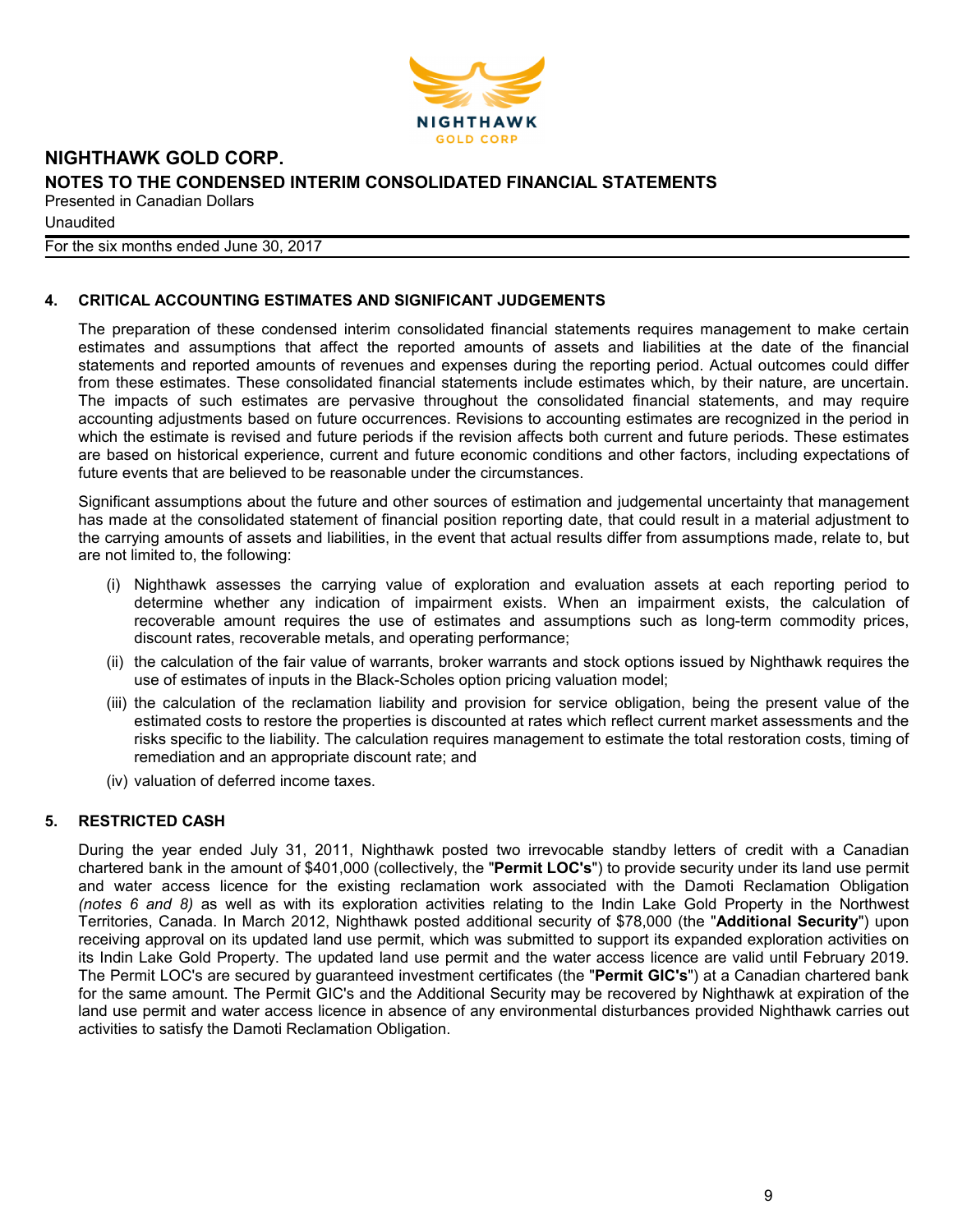## 4. CRITICAL ACCOUNTING ESTIMATES AND SIGNIFICANT JUDGEMENTS

The preparation of these condensed interim consolidated financial statements requires management to make certain estimates and assumptions that affect the reported amounts of assets and liabilities at the date of the financial statements and reported amounts of revenues and expenses during the reporting period. Actual outcomes could differ from these estimates. These consolidated financial statements include estimates which, by their nature, are uncertain. The impacts of such estimates are pervasive throughout the consolidated financial statements, and may require accounting adjustments based on future occurrences. Revisions to accounting estimates are recognized in the period in which the estimate is revised and future periods if the revision affects both current and future periods. These estimates are based on historical experience, current and future economic conditions and other factors, including expectations of future events that are believed to be reasonable under the circumstances.

Significant assumptions about the future and other sources of estimation and judgemental uncertainty that management has made at the consolidated statement of financial position reporting date, that could result in a material adjustment to the carrying amounts of assets and liabilities, in the event that actual results differ from assumptions made, relate to, but are not limited to, the following:

(i) Nighthawk assesses the carrying value of exploration and evaluation assets at each reporting period to determine whether any indication of impairment exists. When an impairment exists, the calculation of recoverable amount requires the use of estimates and assumptions such as long-term commodity prices, discount rates, recoverable metals, and operating performance;

(ii) the calculation of the fair value of warrants, broker warrants and stock options issued by Nighthawk requires the use of estimates of inputs in the Black-Scholes option pricing valuation model;

(iii) the calculation of the reclamation liability and provision for service obligation, being the present value of the estimated costs to restore the properties is discounted at rates which reflect current market assessments and the risks specific to the liability. The calculation requires management to estimate the total restoration costs, timing of remediation and an appropriate discount rate; and

(iv) valuation of deferred income taxes.

## 5. RESTRICTED CASH

During the year ended July 31, 2011, Nighthawk posted two irrevocable standby letters of credit with a Canadian chartered bank in the amount of $401,000 (collectively, the "**Permit LOC's**") to provide security under its land use permit and water access licence for the existing reclamation work associated with the Damoti Reclamation Obligation *(notes 6 and 8)* as well as with its exploration activities relating to the Indin Lake Gold Property in the Northwest Territories, Canada. In March 2012, Nighthawk posted additional security of $78,000 (the "**Additional Security**") upon receiving approval on its updated land use permit, which was submitted to support its expanded exploration activities on its Indin Lake Gold Property. The updated land use permit and the water access licence are valid until February 2019. The Permit LOC's are secured by guaranteed investment certificates (the "**Permit GIC's**") at a Canadian chartered bank for the same amount. The Permit GIC's and the Additional Security may be recovered by Nighthawk at expiration of the land use permit and water access licence in absence of any environmental disturbances provided Nighthawk carries out activities to satisfy the Damoti Reclamation Obligation.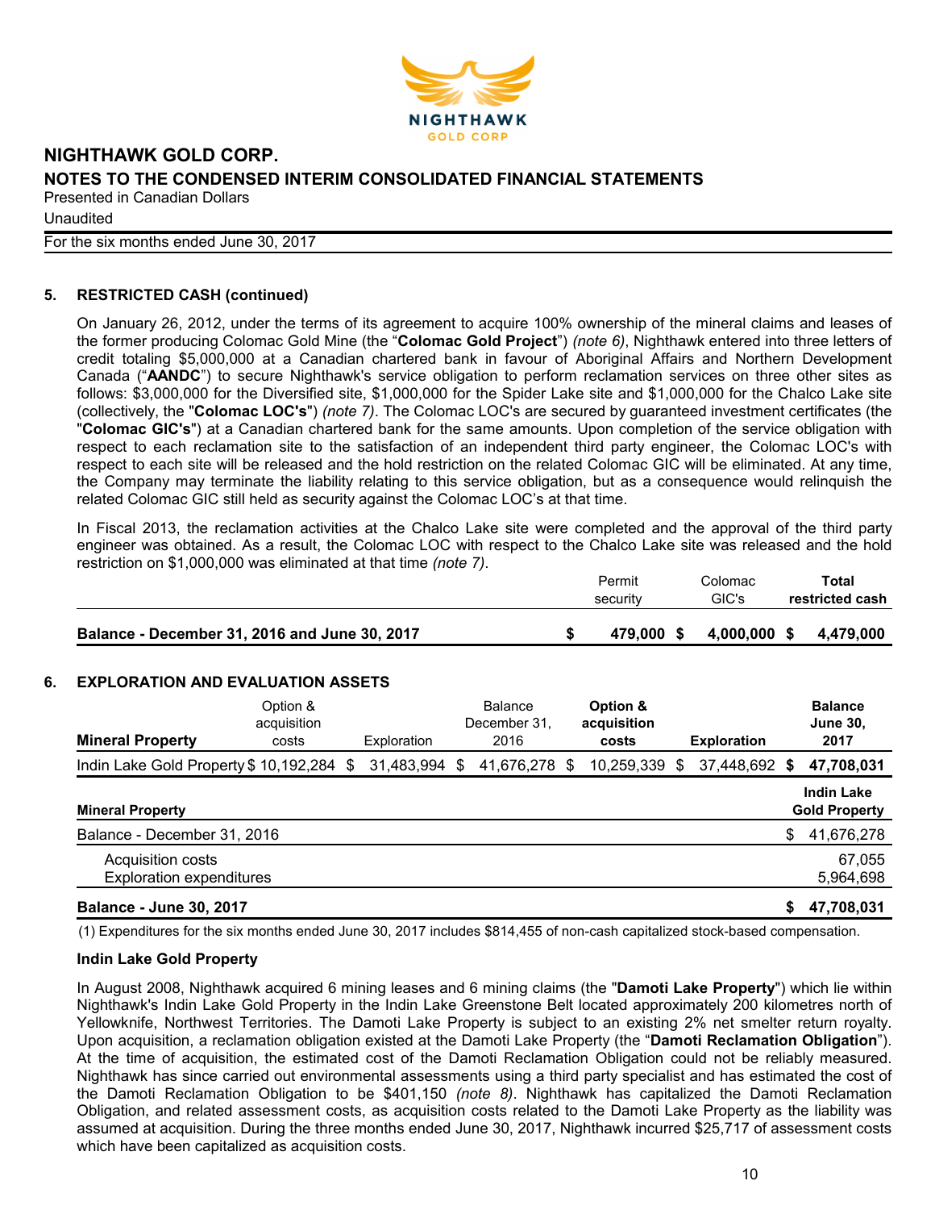## 5. RESTRICTED CASH (continued)

On January 26, 2012, under the terms of its agreement to acquire 100% ownership of the mineral claims and leases of the former producing Colomac Gold Mine (the "**Colomac Gold Project**") *(note 6)*, Nighthawk entered into three letters of credit totaling $5,000,000 at a Canadian chartered bank in favour of Aboriginal Affairs and Northern Development Canada ("**AANDC**") to secure Nighthawk's service obligation to perform reclamation services on three other sites as follows: $3,000,000 for the Diversified site, $1,000,000 for the Spider Lake site and $1,000,000 for the Chalco Lake site (collectively, the "**Colomac LOC's**") *(note 7)*. The Colomac LOC's are secured by guaranteed investment certificates (the "**Colomac GIC's**") at a Canadian chartered bank for the same amounts. Upon completion of the service obligation with respect to each reclamation site to the satisfaction of an independent third party engineer, the Colomac LOC's with respect to each site will be released and the hold restriction on the related Colomac GIC will be eliminated. At any time, the Company may terminate the liability relating to this service obligation, but as a consequence would relinquish the related Colomac GIC still held as security against the Colomac LOC's at that time.

In Fiscal 2013, the reclamation activities at the Chalco Lake site were completed and the approval of the third party engineer was obtained. As a result, the Colomac LOC with respect to the Chalco Lake site was released and the hold restriction on $1,000,000 was eliminated at that time *(note 7)*.

| | Permit security | Colomac GIC's | **Total restricted cash** |
|---|---|---|---|
| **Balance - December 31, 2016 and June 30, 2017** | **$ 479,000** | **$ 4,000,000** | **$ 4,479,000** |

## 6. EXPLORATION AND EVALUATION ASSETS

| **Mineral Property** | Option & acquisition costs | Exploration | Balance December 31, 2016 | **Option & acquisition costs** | **Exploration** | **Balance June 30, 2017** |
|---|---|---|---|---|---|---|
| Indin Lake Gold Property | $ 10,192,284 | $ 31,483,994 | $ 41,676,278 | $ 10,259,339 | $ 37,448,692 | **$ 47,708,031** |

| **Mineral Property** | **Indin Lake Gold Property** |
|---|---|
| Balance - December 31, 2016 | $ 41,676,278 |
| Acquisition costs | 67,055 |
| Exploration expenditures | 5,964,698 |
| **Balance - June 30, 2017** | **$ 47,708,031** |

(1) Expenditures for the six months ended June 30, 2017 includes $814,455 of non-cash capitalized stock-based compensation.

**Indin Lake Gold Property**

In August 2008, Nighthawk acquired 6 mining leases and 6 mining claims (the "**Damoti Lake Property**") which lie within Nighthawk's Indin Lake Gold Property in the Indin Lake Greenstone Belt located approximately 200 kilometres north of Yellowknife, Northwest Territories. The Damoti Lake Property is subject to an existing 2% net smelter return royalty. Upon acquisition, a reclamation obligation existed at the Damoti Lake Property (the "**Damoti Reclamation Obligation**"). At the time of acquisition, the estimated cost of the Damoti Reclamation Obligation could not be reliably measured. Nighthawk has since carried out environmental assessments using a third party specialist and has estimated the cost of the Damoti Reclamation Obligation to be $401,150 *(note 8)*. Nighthawk has capitalized the Damoti Reclamation Obligation, and related assessment costs, as acquisition costs related to the Damoti Lake Property as the liability was assumed at acquisition. During the three months ended June 30, 2017, Nighthawk incurred $25,717 of assessment costs which have been capitalized as acquisition costs.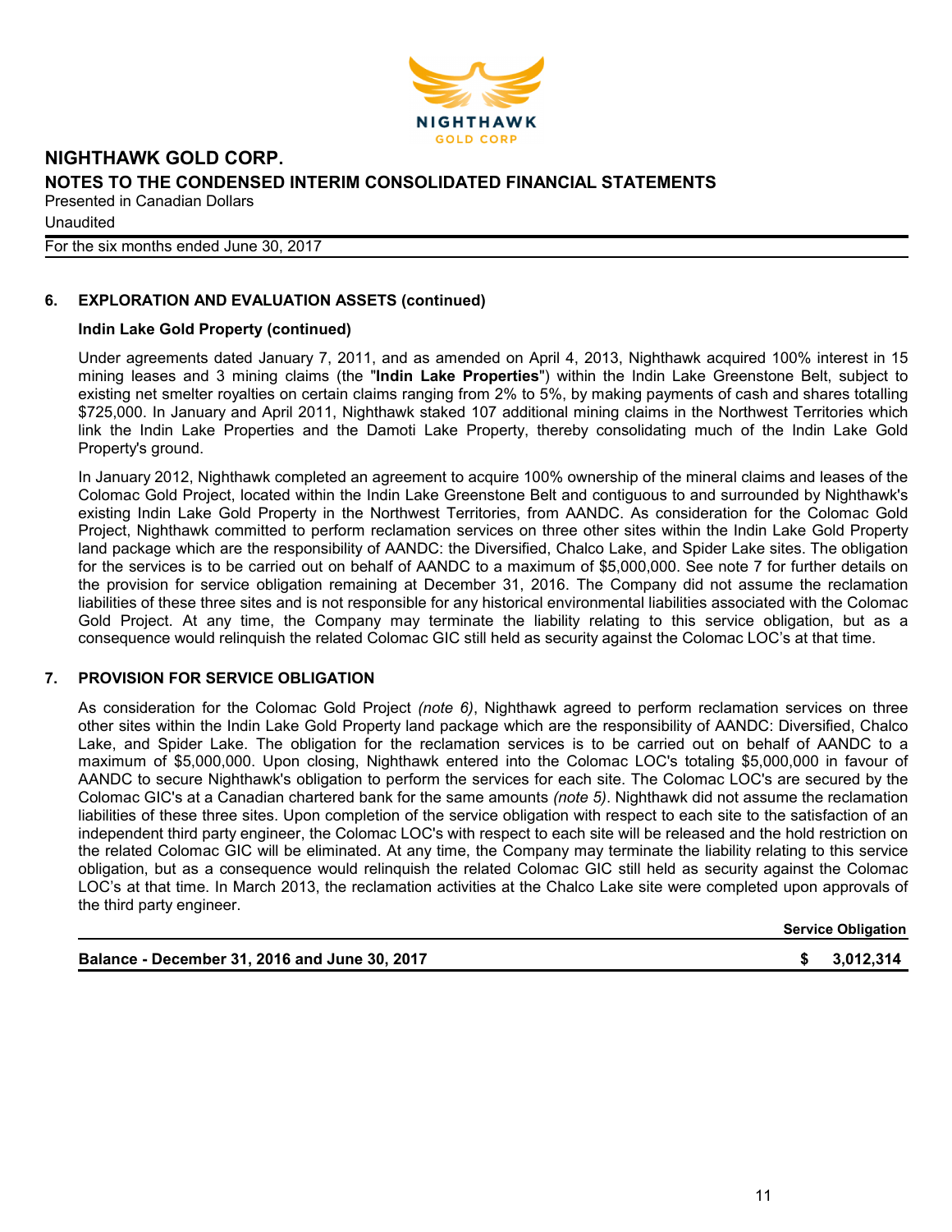# NIGHTHAWK GOLD CORP.

## NOTES TO THE CONDENSED INTERIM CONSOLIDATED FINANCIAL STATEMENTS

Presented in Canadian Dollars

Unaudited

For the six months ended June 30, 2017

### 6. EXPLORATION AND EVALUATION ASSETS (continued)

**Indin Lake Gold Property (continued)**

Under agreements dated January 7, 2011, and as amended on April 4, 2013, Nighthawk acquired 100% interest in 15 mining leases and 3 mining claims (the "**Indin Lake Properties**") within the Indin Lake Greenstone Belt, subject to existing net smelter royalties on certain claims ranging from 2% to 5%, by making payments of cash and shares totalling $725,000. In January and April 2011, Nighthawk staked 107 additional mining claims in the Northwest Territories which link the Indin Lake Properties and the Damoti Lake Property, thereby consolidating much of the Indin Lake Gold Property's ground.

In January 2012, Nighthawk completed an agreement to acquire 100% ownership of the mineral claims and leases of the Colomac Gold Project, located within the Indin Lake Greenstone Belt and contiguous to and surrounded by Nighthawk's existing Indin Lake Gold Property in the Northwest Territories, from AANDC. As consideration for the Colomac Gold Project, Nighthawk committed to perform reclamation services on three other sites within the Indin Lake Gold Property land package which are the responsibility of AANDC: the Diversified, Chalco Lake, and Spider Lake sites. The obligation for the services is to be carried out on behalf of AANDC to a maximum of $5,000,000. See note 7 for further details on the provision for service obligation remaining at December 31, 2016. The Company did not assume the reclamation liabilities of these three sites and is not responsible for any historical environmental liabilities associated with the Colomac Gold Project. At any time, the Company may terminate the liability relating to this service obligation, but as a consequence would relinquish the related Colomac GIC still held as security against the Colomac LOC's at that time.

### 7. PROVISION FOR SERVICE OBLIGATION

As consideration for the Colomac Gold Project *(note 6)*, Nighthawk agreed to perform reclamation services on three other sites within the Indin Lake Gold Property land package which are the responsibility of AANDC: Diversified, Chalco Lake, and Spider Lake. The obligation for the reclamation services is to be carried out on behalf of AANDC to a maximum of $5,000,000. Upon closing, Nighthawk entered into the Colomac LOC's totaling $5,000,000 in favour of AANDC to secure Nighthawk's obligation to perform the services for each site. The Colomac LOC's are secured by the Colomac GIC's at a Canadian chartered bank for the same amounts *(note 5)*. Nighthawk did not assume the reclamation liabilities of these three sites. Upon completion of the service obligation with respect to each site to the satisfaction of an independent third party engineer, the Colomac LOC's with respect to each site will be released and the hold restriction on the related Colomac GIC will be eliminated. At any time, the Company may terminate the liability relating to this service obligation, but as a consequence would relinquish the related Colomac GIC still held as security against the Colomac LOC's at that time. In March 2013, the reclamation activities at the Chalco Lake site were completed upon approvals of the third party engineer.

| | Service Obligation |
|---|---|
| **Balance - December 31, 2016 and June 30, 2017** | **$ 3,012,314** |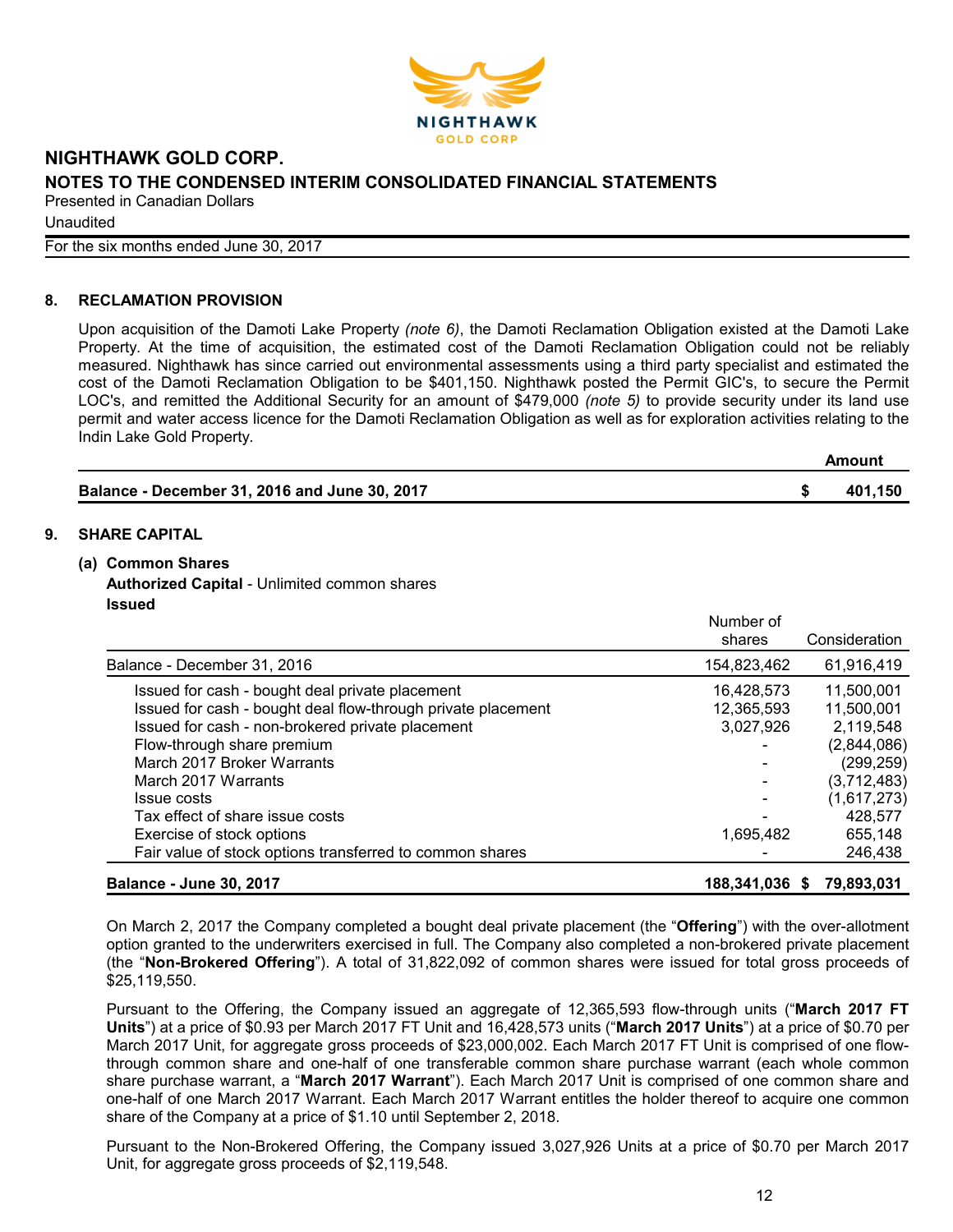## 8. RECLAMATION PROVISION

Upon acquisition of the Damoti Lake Property *(note 6)*, the Damoti Reclamation Obligation existed at the Damoti Lake Property. At the time of acquisition, the estimated cost of the Damoti Reclamation Obligation could not be reliably measured. Nighthawk has since carried out environmental assessments using a third party specialist and estimated the cost of the Damoti Reclamation Obligation to be $401,150. Nighthawk posted the Permit GIC's, to secure the Permit LOC's, and remitted the Additional Security for an amount of $479,000 *(note 5)* to provide security under its land use permit and water access licence for the Damoti Reclamation Obligation as well as for exploration activities relating to the Indin Lake Gold Property.

| | | Amount |
|---|---|---|
| **Balance - December 31, 2016 and June 30, 2017** | **$** | **401,150** |

## 9. SHARE CAPITAL

### (a) Common Shares

**Authorized Capital** - Unlimited common shares

**Issued**

| | Number of shares | Consideration |
|---|---|---|
| Balance - December 31, 2016 | 154,823,462 | 61,916,419 |
| Issued for cash - bought deal private placement | 16,428,573 | 11,500,001 |
| Issued for cash - bought deal flow-through private placement | 12,365,593 | 11,500,001 |
| Issued for cash - non-brokered private placement | 3,027,926 | 2,119,548 |
| Flow-through share premium | - | (2,844,086) |
| March 2017 Broker Warrants | - | (299,259) |
| March 2017 Warrants | - | (3,712,483) |
| Issue costs | - | (1,617,273) |
| Tax effect of share issue costs | - | 428,577 |
| Exercise of stock options | 1,695,482 | 655,148 |
| Fair value of stock options transferred to common shares | - | 246,438 |
| **Balance - June 30, 2017** | **188,341,036** | **$ 79,893,031** |

On March 2, 2017 the Company completed a bought deal private placement (the "**Offering**") with the over-allotment option granted to the underwriters exercised in full. The Company also completed a non-brokered private placement (the "**Non-Brokered Offering**"). A total of 31,822,092 of common shares were issued for total gross proceeds of $25,119,550.

Pursuant to the Offering, the Company issued an aggregate of 12,365,593 flow-through units ("**March 2017 FT Units**") at a price of $0.93 per March 2017 FT Unit and 16,428,573 units ("**March 2017 Units**") at a price of $0.70 per March 2017 Unit, for aggregate gross proceeds of $23,000,002. Each March 2017 FT Unit is comprised of one flow-through common share and one-half of one transferable common share purchase warrant (each whole common share purchase warrant, a "**March 2017 Warrant**"). Each March 2017 Unit is comprised of one common share and one-half of one March 2017 Warrant. Each March 2017 Warrant entitles the holder thereof to acquire one common share of the Company at a price of $1.10 until September 2, 2018.

Pursuant to the Non-Brokered Offering, the Company issued 3,027,926 Units at a price of $0.70 per March 2017 Unit, for aggregate gross proceeds of $2,119,548.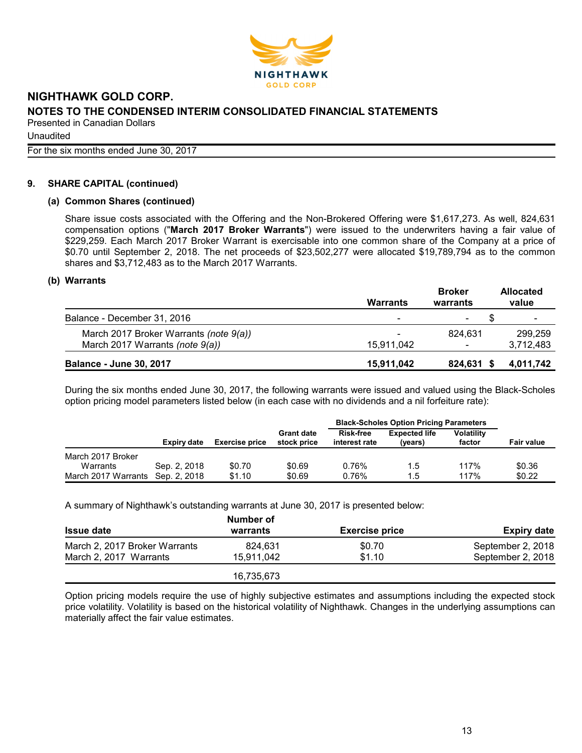## 9. SHARE CAPITAL (continued)

### (a) Common Shares (continued)

Share issue costs associated with the Offering and the Non-Brokered Offering were $1,617,273. As well, 824,631 compensation options ("**March 2017 Broker Warrants**") were issued to the underwriters having a fair value of $229,259. Each March 2017 Broker Warrant is exercisable into one common share of the Company at a price of $0.70 until September 2, 2018. The net proceeds of $23,502,277 were allocated $19,789,794 as to the common shares and $3,712,483 as to the March 2017 Warrants.

### (b) Warrants

| | Warrants | Broker warrants | Allocated value |
|---|---|---|---|
| Balance - December 31, 2016 | - | - | $ - |
| *March 2017 Broker Warrants (note 9(a))* | - | 824,631 | 299,259 |
| *March 2017 Warrants (note 9(a))* | 15,911,042 | - | 3,712,483 |
| **Balance - June 30, 2017** | **15,911,042** | **824,631** | **$ 4,011,742** |

During the six months ended June 30, 2017, the following warrants were issued and valued using the Black-Scholes option pricing model parameters listed below (in each case with no dividends and a nil forfeiture rate):

| | | | | Black-Scholes Option Pricing Parameters | | | |
|---|---|---|---|---|---|---|---|
| | Expiry date | Exercise price | Grant date stock price | Risk-free interest rate | Expected life (years) | Volatility factor | Fair value |
| March 2017 Broker Warrants | Sep. 2, 2018 | $0.70 | $0.69 | 0.76% | 1.5 | 117% | $0.36 |
| March 2017 Warrants | Sep. 2, 2018 | $1.10 | $0.69 | 0.76% | 1.5 | 117% | $0.22 |

A summary of Nighthawk's outstanding warrants at June 30, 2017 is presented below:

| Issue date | Number of warrants | Exercise price | Expiry date |
|---|---|---|---|
| March 2, 2017 Broker Warrants | 824,631 | $0.70 | September 2, 2018 |
| March 2, 2017 Warrants | 15,911,042 | $1.10 | September 2, 2018 |
| | 16,735,673 | | |

Option pricing models require the use of highly subjective estimates and assumptions including the expected stock price volatility. Volatility is based on the historical volatility of Nighthawk. Changes in the underlying assumptions can materially affect the fair value estimates.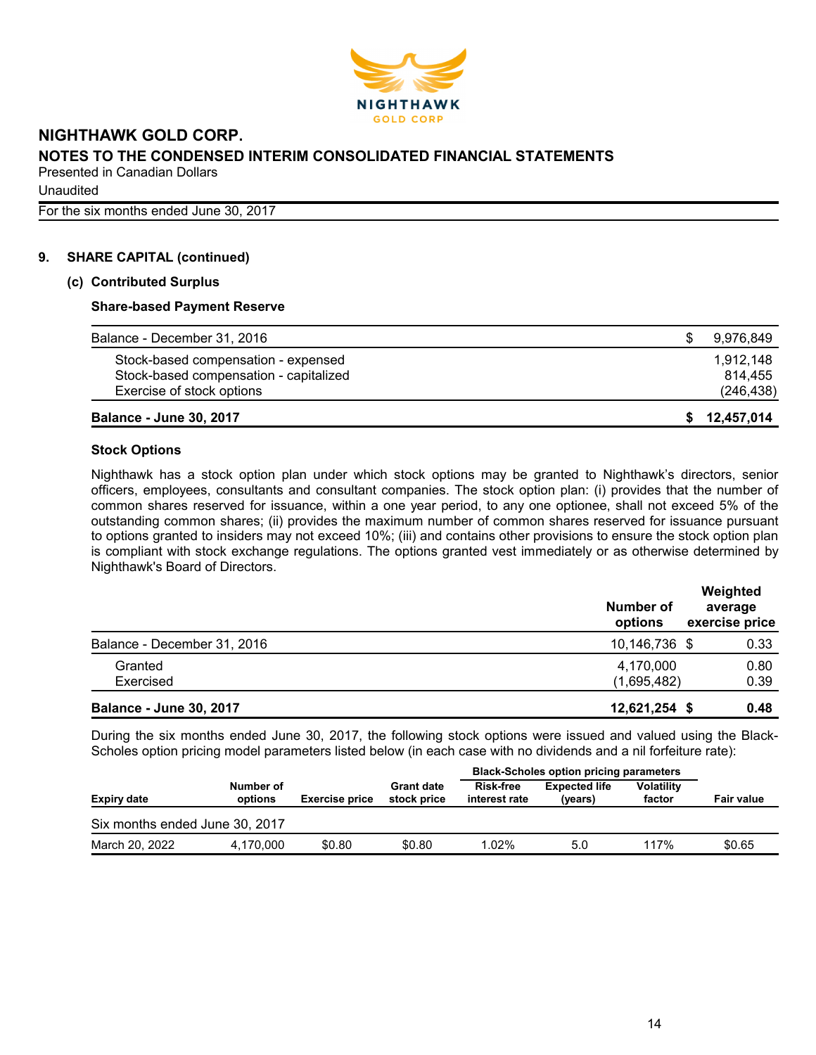# NIGHTHAWK GOLD CORP.

## NOTES TO THE CONDENSED INTERIM CONSOLIDATED FINANCIAL STATEMENTS

Presented in Canadian Dollars

Unaudited

For the six months ended June 30, 2017

### 9. SHARE CAPITAL (continued)

#### (c) Contributed Surplus

**Share-based Payment Reserve**

| | |
|---|---|
| Balance - December 31, 2016 | $ 9,976,849 |
| Stock-based compensation - expensed | 1,912,148 |
| Stock-based compensation - capitalized | 814,455 |
| Exercise of stock options | (246,438) |
| **Balance - June 30, 2017** | **$ 12,457,014** |

**Stock Options**

Nighthawk has a stock option plan under which stock options may be granted to Nighthawk's directors, senior officers, employees, consultants and consultant companies. The stock option plan: (i) provides that the number of common shares reserved for issuance, within a one year period, to any one optionee, shall not exceed 5% of the outstanding common shares; (ii) provides the maximum number of common shares reserved for issuance pursuant to options granted to insiders may not exceed 10%; (iii) and contains other provisions to ensure the stock option plan is compliant with stock exchange regulations. The options granted vest immediately or as otherwise determined by Nighthawk's Board of Directors.

| | Number of options | Weighted average exercise price |
|---|---|---|
| Balance - December 31, 2016 | 10,146,736 | $ 0.33 |
| Granted | 4,170,000 | 0.80 |
| Exercised | (1,695,482) | 0.39 |
| **Balance - June 30, 2017** | **12,621,254** | **$ 0.48** |

During the six months ended June 30, 2017, the following stock options were issued and valued using the Black-Scholes option pricing model parameters listed below (in each case with no dividends and a nil forfeiture rate):

| | | | | Black-Scholes option pricing parameters | | | |
|---|---|---|---|---|---|---|---|
| Expiry date | Number of options | Exercise price | Grant date stock price | Risk-free interest rate | Expected life (years) | Volatility factor | Fair value |
| Six months ended June 30, 2017 | | | | | | | |
| March 20, 2022 | 4,170,000 | $0.80 | $0.80 | 1.02% | 5.0 | 117% | $0.65 |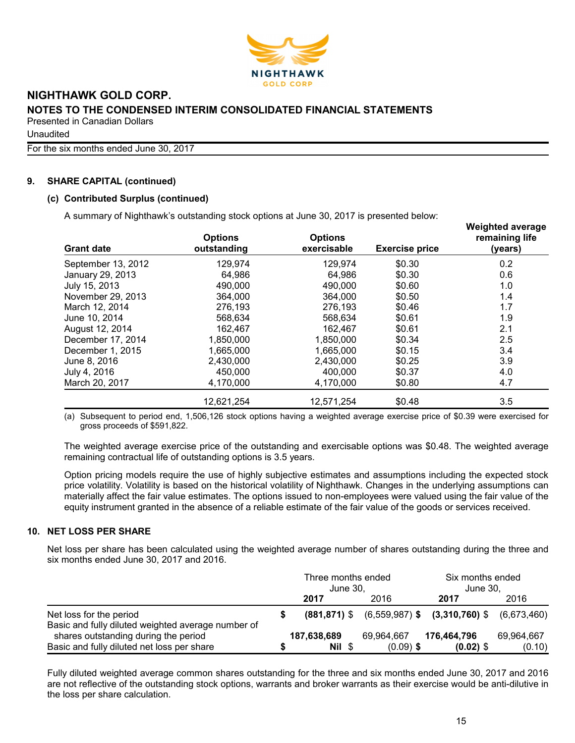## 9. SHARE CAPITAL (continued)

### (c) Contributed Surplus (continued)

A summary of Nighthawk's outstanding stock options at June 30, 2017 is presented below:

| Grant date | Options outstanding | Options exercisable | Exercise price | Weighted average remaining life (years) |
|---|---|---|---|---|
| September 13, 2012 | 129,974 | 129,974 | $0.30 | 0.2 |
| January 29, 2013 | 64,986 | 64,986 | $0.30 | 0.6 |
| July 15, 2013 | 490,000 | 490,000 | $0.60 | 1.0 |
| November 29, 2013 | 364,000 | 364,000 | $0.50 | 1.4 |
| March 12, 2014 | 276,193 | 276,193 | $0.46 | 1.7 |
| June 10, 2014 | 568,634 | 568,634 | $0.61 | 1.9 |
| August 12, 2014 | 162,467 | 162,467 | $0.61 | 2.1 |
| December 17, 2014 | 1,850,000 | 1,850,000 | $0.34 | 2.5 |
| December 1, 2015 | 1,665,000 | 1,665,000 | $0.15 | 3.4 |
| June 8, 2016 | 2,430,000 | 2,430,000 | $0.25 | 3.9 |
| July 4, 2016 | 450,000 | 400,000 | $0.37 | 4.0 |
| March 20, 2017 | 4,170,000 | 4,170,000 | $0.80 | 4.7 |
| | 12,621,254 | 12,571,254 | $0.48 | 3.5 |

(a) Subsequent to period end, 1,506,126 stock options having a weighted average exercise price of $0.39 were exercised for gross proceeds of $591,822.

The weighted average exercise price of the outstanding and exercisable options was $0.48. The weighted average remaining contractual life of outstanding options is 3.5 years.

Option pricing models require the use of highly subjective estimates and assumptions including the expected stock price volatility. Volatility is based on the historical volatility of Nighthawk. Changes in the underlying assumptions can materially affect the fair value estimates. The options issued to non-employees were valued using the fair value of the equity instrument granted in the absence of a reliable estimate of the fair value of the goods or services received.

## 10. NET LOSS PER SHARE

Net loss per share has been calculated using the weighted average number of shares outstanding during the three and six months ended June 30, 2017 and 2016.

| | Three months ended June 30, | | Six months ended June 30, | |
|---|---|---|---|---|
| | **2017** | 2016 | **2017** | 2016 |
| Net loss for the period | **$ (881,871)** | $ (6,559,987) | **$ (3,310,760)** | $ (6,673,460) |
| Basic and fully diluted weighted average number of shares outstanding during the period | **187,638,689** | 69,964,667 | **176,464,796** | 69,964,667 |
| Basic and fully diluted net loss per share | **$ Nil** | $ (0.09) | **$ (0.02)** | $ (0.10) |

Fully diluted weighted average common shares outstanding for the three and six months ended June 30, 2017 and 2016 are not reflective of the outstanding stock options, warrants and broker warrants as their exercise would be anti-dilutive in the loss per share calculation.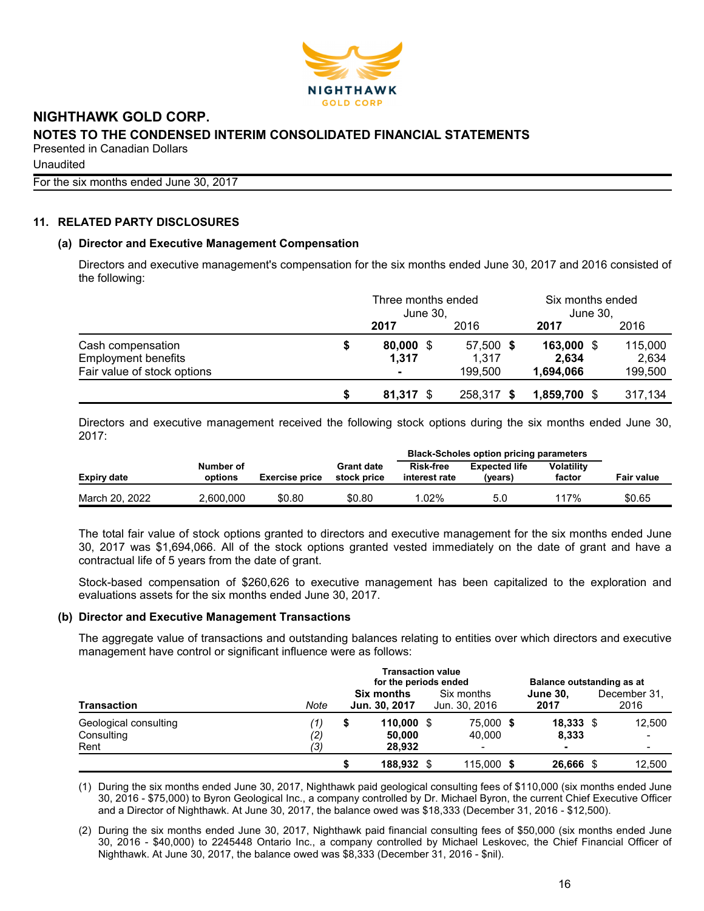## 11. RELATED PARTY DISCLOSURES

### (a) Director and Executive Management Compensation

Directors and executive management's compensation for the six months ended June 30, 2017 and 2016 consisted of the following:

| | Three months ended June 30, | | Six months ended June 30, | |
|---|---|---|---|---|
| | **2017** | 2016 | **2017** | 2016 |
| Cash compensation | **$ 80,000** | $ 57,500 | **$ 163,000** | $ 115,000 |
| Employment benefits | **1,317** | 1,317 | **2,634** | 2,634 |
| Fair value of stock options | **-** | 199,500 | **1,694,066** | 199,500 |
| | **$ 81,317** | $ 258,317 | **$ 1,859,700** | $ 317,134 |

Directors and executive management received the following stock options during the six months ended June 30, 2017:

| | | | | Black-Scholes option pricing parameters | | | |
|---|---|---|---|---|---|---|---|
| **Expiry date** | **Number of options** | **Exercise price** | **Grant date stock price** | **Risk-free interest rate** | **Expected life (years)** | **Volatility factor** | **Fair value** |
| March 20, 2022 | 2,600,000 | $0.80 | $0.80 | 1.02% | 5.0 | 117% | $0.65 |

The total fair value of stock options granted to directors and executive management for the six months ended June 30, 2017 was $1,694,066. All of the stock options granted vested immediately on the date of grant and have a contractual life of 5 years from the date of grant.

Stock-based compensation of $260,626 to executive management has been capitalized to the exploration and evaluations assets for the six months ended June 30, 2017.

### (b) Director and Executive Management Transactions

The aggregate value of transactions and outstanding balances relating to entities over which directors and executive management have control or significant influence were as follows:

| | | Transaction value for the periods ended | | Balance outstanding as at | |
|---|---|---|---|---|---|
| **Transaction** | *Note* | **Six months Jun. 30, 2017** | Six months Jun. 30, 2016 | **June 30, 2017** | December 31, 2016 |
| Geological consulting | *(1)* | **$ 110,000** | $ 75,000 | **$ 18,333** | $ 12,500 |
| Consulting | *(2)* | **50,000** | 40,000 | **8,333** | - |
| Rent | *(3)* | **28,932** | - | **-** | - |
| | | **$ 188,932** | $ 115,000 | **$ 26,666** | $ 12,500 |

(1) During the six months ended June 30, 2017, Nighthawk paid geological consulting fees of $110,000 (six months ended June 30, 2016 - $75,000) to Byron Geological Inc., a company controlled by Dr. Michael Byron, the current Chief Executive Officer and a Director of Nighthawk. At June 30, 2017, the balance owed was $18,333 (December 31, 2016 - $12,500).

(2) During the six months ended June 30, 2017, Nighthawk paid financial consulting fees of $50,000 (six months ended June 30, 2016 - $40,000) to 2245448 Ontario Inc., a company controlled by Michael Leskovec, the Chief Financial Officer of Nighthawk. At June 30, 2017, the balance owed was $8,333 (December 31, 2016 - $nil).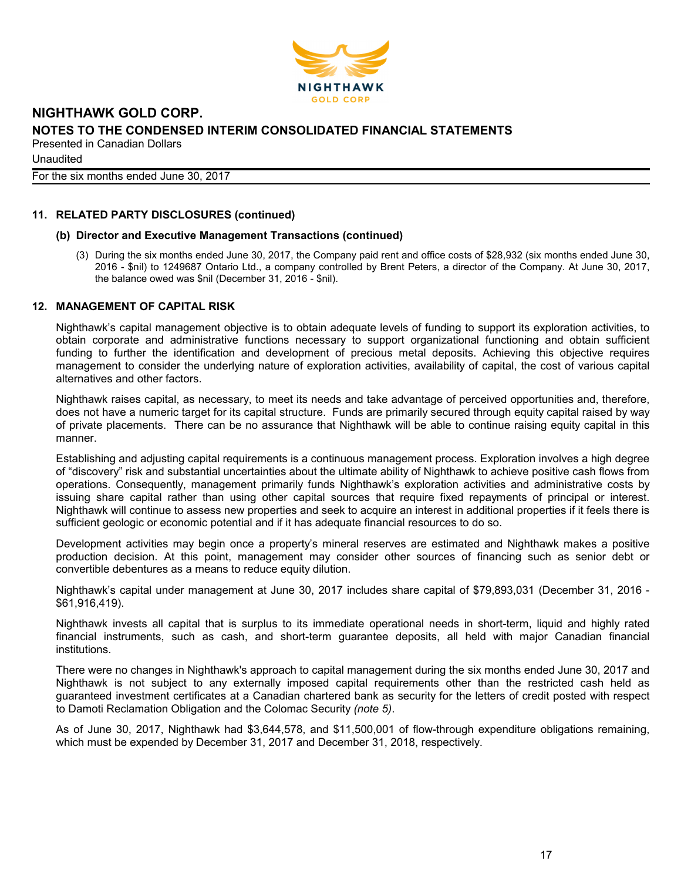## 11. RELATED PARTY DISCLOSURES (continued)

### (b) Director and Executive Management Transactions (continued)

(3) During the six months ended June 30, 2017, the Company paid rent and office costs of $28,932 (six months ended June 30, 2016 - $nil) to 1249687 Ontario Ltd., a company controlled by Brent Peters, a director of the Company. At June 30, 2017, the balance owed was $nil (December 31, 2016 - $nil).

## 12. MANAGEMENT OF CAPITAL RISK

Nighthawk's capital management objective is to obtain adequate levels of funding to support its exploration activities, to obtain corporate and administrative functions necessary to support organizational functioning and obtain sufficient funding to further the identification and development of precious metal deposits. Achieving this objective requires management to consider the underlying nature of exploration activities, availability of capital, the cost of various capital alternatives and other factors.

Nighthawk raises capital, as necessary, to meet its needs and take advantage of perceived opportunities and, therefore, does not have a numeric target for its capital structure. Funds are primarily secured through equity capital raised by way of private placements. There can be no assurance that Nighthawk will be able to continue raising equity capital in this manner.

Establishing and adjusting capital requirements is a continuous management process. Exploration involves a high degree of "discovery" risk and substantial uncertainties about the ultimate ability of Nighthawk to achieve positive cash flows from operations. Consequently, management primarily funds Nighthawk's exploration activities and administrative costs by issuing share capital rather than using other capital sources that require fixed repayments of principal or interest. Nighthawk will continue to assess new properties and seek to acquire an interest in additional properties if it feels there is sufficient geologic or economic potential and if it has adequate financial resources to do so.

Development activities may begin once a property's mineral reserves are estimated and Nighthawk makes a positive production decision. At this point, management may consider other sources of financing such as senior debt or convertible debentures as a means to reduce equity dilution.

Nighthawk's capital under management at June 30, 2017 includes share capital of $79,893,031 (December 31, 2016 - $61,916,419).

Nighthawk invests all capital that is surplus to its immediate operational needs in short-term, liquid and highly rated financial instruments, such as cash, and short-term guarantee deposits, all held with major Canadian financial institutions.

There were no changes in Nighthawk's approach to capital management during the six months ended June 30, 2017 and Nighthawk is not subject to any externally imposed capital requirements other than the restricted cash held as guaranteed investment certificates at a Canadian chartered bank as security for the letters of credit posted with respect to Damoti Reclamation Obligation and the Colomac Security *(note 5)*.

As of June 30, 2017, Nighthawk had $3,644,578, and $11,500,001 of flow-through expenditure obligations remaining, which must be expended by December 31, 2017 and December 31, 2018, respectively.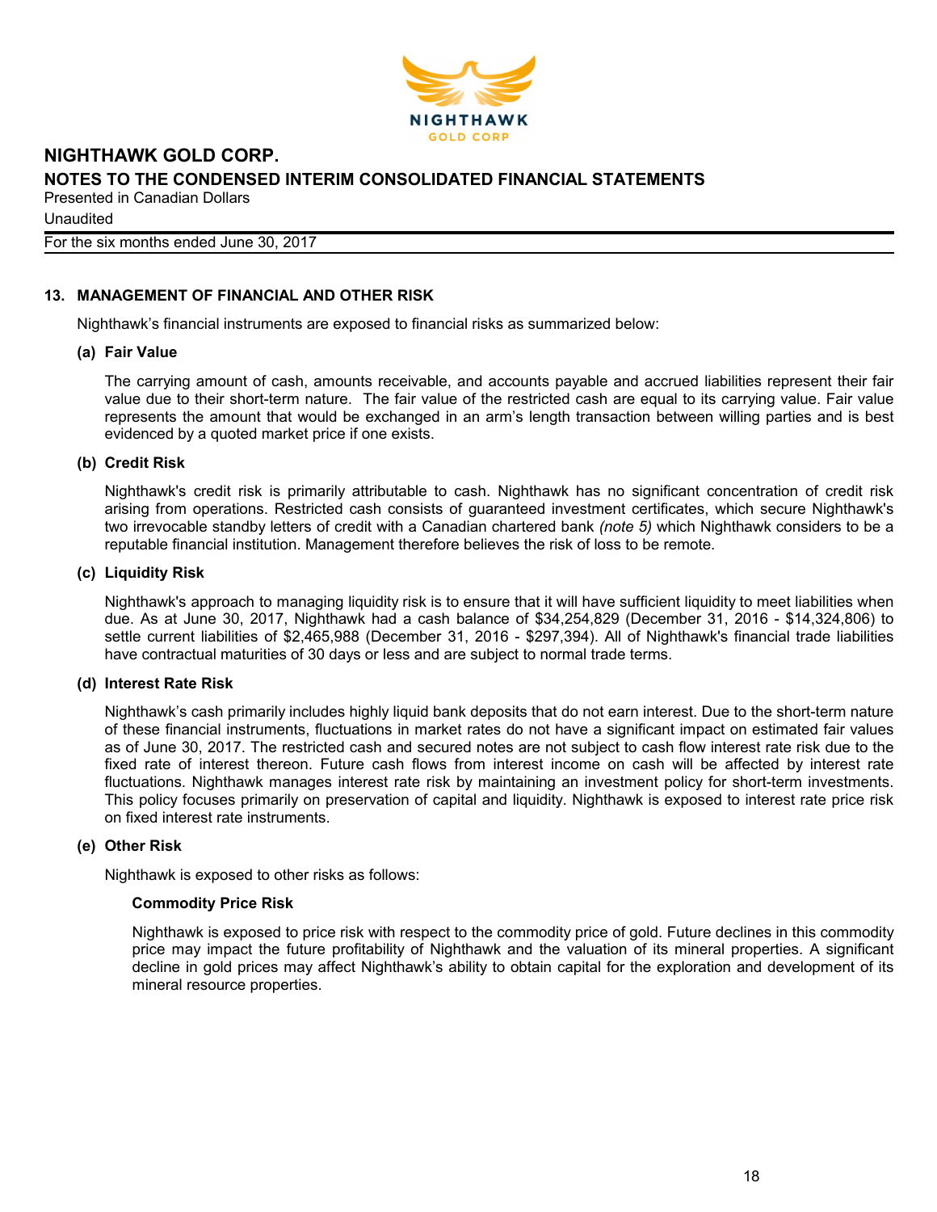## 13. MANAGEMENT OF FINANCIAL AND OTHER RISK

Nighthawk's financial instruments are exposed to financial risks as summarized below:

### (a) Fair Value

The carrying amount of cash, amounts receivable, and accounts payable and accrued liabilities represent their fair value due to their short-term nature. The fair value of the restricted cash are equal to its carrying value. Fair value represents the amount that would be exchanged in an arm's length transaction between willing parties and is best evidenced by a quoted market price if one exists.

### (b) Credit Risk

Nighthawk's credit risk is primarily attributable to cash. Nighthawk has no significant concentration of credit risk arising from operations. Restricted cash consists of guaranteed investment certificates, which secure Nighthawk's two irrevocable standby letters of credit with a Canadian chartered bank *(note 5)* which Nighthawk considers to be a reputable financial institution. Management therefore believes the risk of loss to be remote.

### (c) Liquidity Risk

Nighthawk's approach to managing liquidity risk is to ensure that it will have sufficient liquidity to meet liabilities when due. As at June 30, 2017, Nighthawk had a cash balance of $34,254,829 (December 31, 2016 - $14,324,806) to settle current liabilities of $2,465,988 (December 31, 2016 - $297,394). All of Nighthawk's financial trade liabilities have contractual maturities of 30 days or less and are subject to normal trade terms.

### (d) Interest Rate Risk

Nighthawk's cash primarily includes highly liquid bank deposits that do not earn interest. Due to the short-term nature of these financial instruments, fluctuations in market rates do not have a significant impact on estimated fair values as of June 30, 2017. The restricted cash and secured notes are not subject to cash flow interest rate risk due to the fixed rate of interest thereon. Future cash flows from interest income on cash will be affected by interest rate fluctuations. Nighthawk manages interest rate risk by maintaining an investment policy for short-term investments. This policy focuses primarily on preservation of capital and liquidity. Nighthawk is exposed to interest rate price risk on fixed interest rate instruments.

### (e) Other Risk

Nighthawk is exposed to other risks as follows:

**Commodity Price Risk**

Nighthawk is exposed to price risk with respect to the commodity price of gold. Future declines in this commodity price may impact the future profitability of Nighthawk and the valuation of its mineral properties. A significant decline in gold prices may affect Nighthawk's ability to obtain capital for the exploration and development of its mineral resource properties.